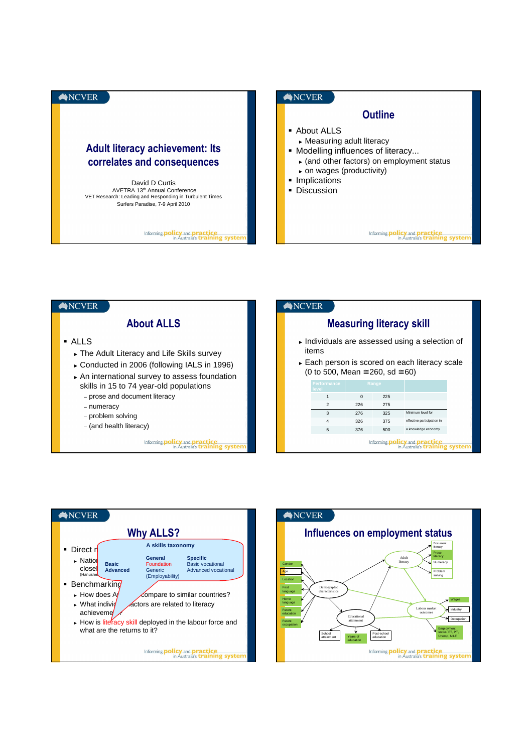# Adult literacy achievement: Its correlates and consequences

David D Curtis

AVETRA 13th Annual Conference

VET Research: Leading and Responding in Turbulent Times

Surfers Paradise, 7-9 April 2010

## Outline

- About ALLS
  - Measuring adult literacy
- Modelling influences of literacy...
  - (and other factors) on employment status
  - on wages (productivity)
- Implications
- Discussion

## About ALLS

- ALLS
  - The Adult Literacy and Life Skills survey
  - Conducted in 2006 (following IALS in 1996)
  - An international survey to assess foundation skills in 15 to 74 year-old populations
    - prose and document literacy
    - numeracy
    - problem solving
    - (and health literacy)

## Measuring literacy skill

- Individuals are assessed using a selection of items
- Each person is scored on each literacy scale (0 to 500, Mean ≅260, sd ≅60)

| Performance level | Range | | |
|---|---|---|---|
| 1 | 0 | 225 | |
| 2 | 226 | 275 | |
| 3 | 276 | 325 | Minimum level for |
| 4 | 326 | 375 | effective participation in |
| 5 | 376 | 500 | a knowledge economy |

## Why ALLS?

- Direct m...
  - Natio... closel... (Hanushe...
- Benchmarking
  - How does A... compare to similar countries?
  - What indivi... factors are related to literacy achieveme...?
  - How is literacy skill deployed in the labour force and what are the returns to it?

A skills taxonomy

| | General | Specific |
|---|---|---|
| Basic | Foundation | Basic vocational |
| Advanced | Generic (Employability) | Advanced vocational |

## Influences on employment status

Gender; Age; Location; First language; Home language; Parent education; Parent occupation → Demographic characteristics

Demographic characteristics → Adult literacy; Educational attainment; Labour market outcomes

School attainment; Years of education; Post-school education → Educational attainment

Adult literacy → Document literacy; Prose literacy; Numeracy; Problem solving

Labour market outcomes → Wages; Industry; Occupation; Employment status: FT, PT, Unemp, NILF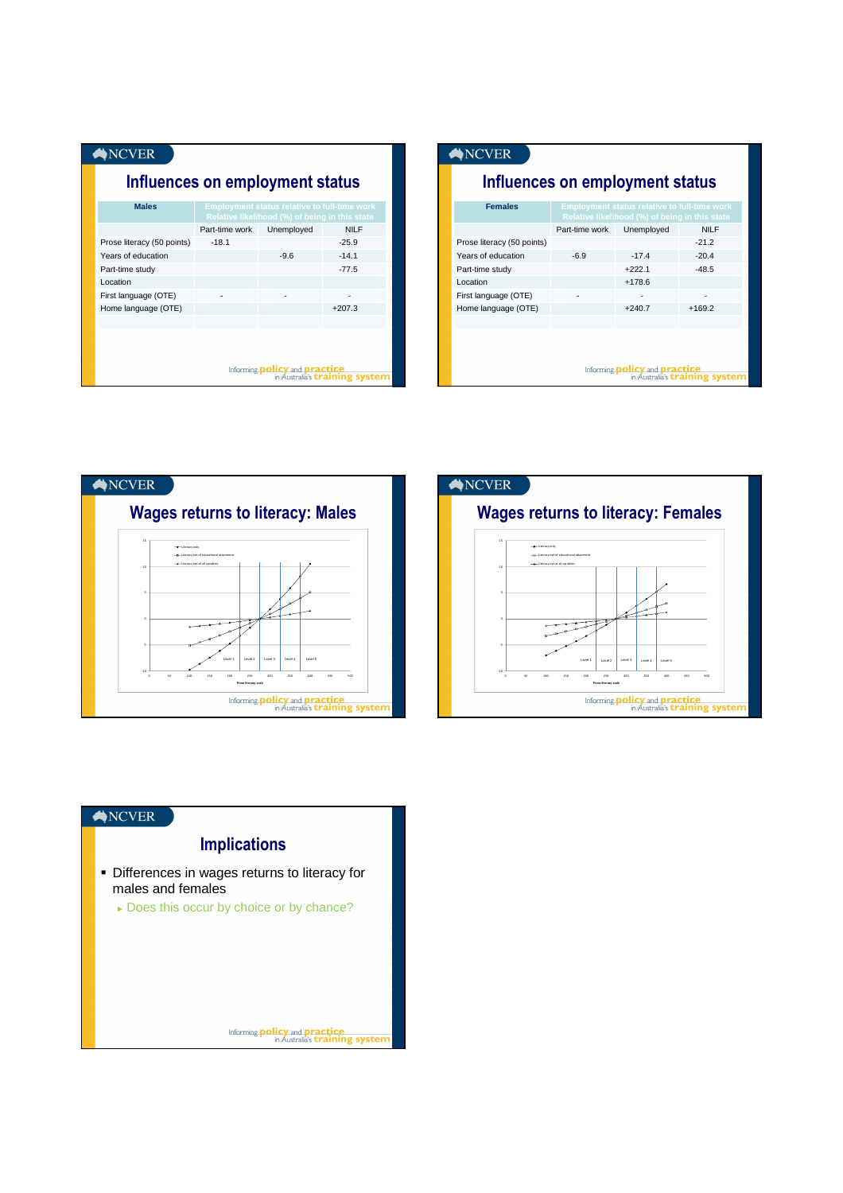## Influences on employment status

| Males | Employment status relative to full-time work Relative likelihood (%) of being in this state | | |
|---|---|---|---|
| | Part-time work | Unemployed | NILF |
| Prose literacy (50 points) | -18.1 | | -25.9 |
| Years of education | | -9.6 | -14.1 |
| Part-time study | | | -77.5 |
| Location | | | |
| First language (OTE) | - | - | - |
| Home language (OTE) | | | +207.3 |

## Influences on employment status

| Females | Employment status relative to full-time work Relative likelihood (%) of being in this state | | |
|---|---|---|---|
| | Part-time work | Unemployed | NILF |
| Prose literacy (50 points) | | | -21.2 |
| Years of education | -6.9 | -17.4 | -20.4 |
| Part-time study | | +222.1 | -48.5 |
| Location | | +178.6 | |
| First language (OTE) | - | - | - |
| Home language (OTE) | | +240.7 | +169.2 |

## Wages returns to literacy: Males

Literacy only
Literacy net of educational attainment
Literacy net of all variables
Level 1 Level 2 Level 3 Level 4 Level 5
Prose literacy scale

## Wages returns to literacy: Females

Literacy only
Literacy net of educational attainment
Literacy net of all variables
Level 1 Level 2 Level 3 Level 4 Level 5
Prose literacy scale

## Implications

- Differences in wages returns to literacy for males and females
  - Does this occur by choice or by chance?